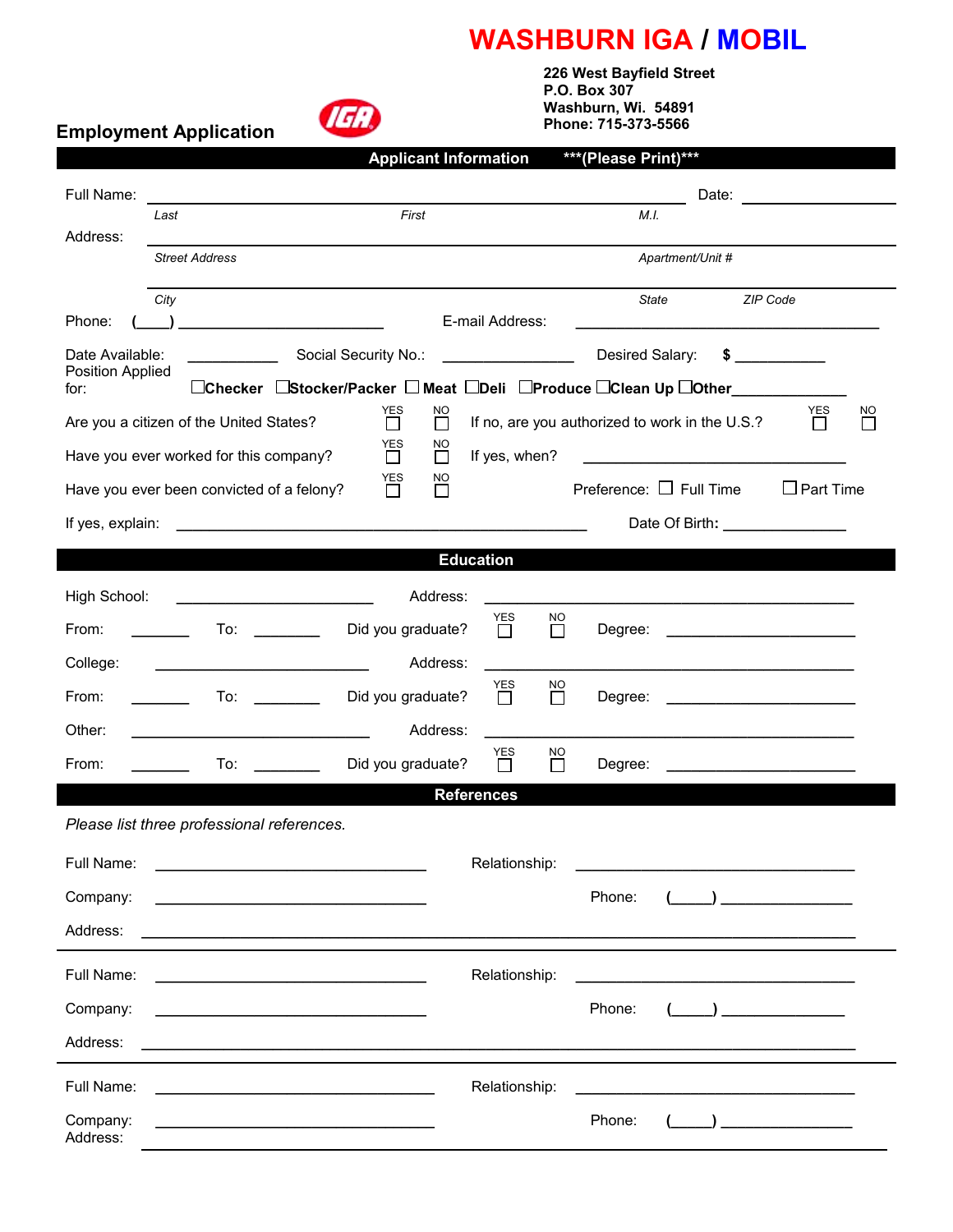# WASHBURN IGA / MOBIL

**226 West Bayfield Street**
**P.O. Box 307**
**Washburn, Wi. 54891**
**Phone: 715-373-5566**

## Employment Application

## Applicant Information ***(Please Print)***

Full Name: ______________________________________________ Date: ____________

*Last* *First* *M.I.*

Address: ______________________________________________

*Street Address* *Apartment/Unit #*

______________________________________________

*City* *State* *ZIP Code*

Phone: (____) ____________________ E-mail Address: ______________________________

Date Available: __________ Social Security No.: ______________ Desired Salary: $ __________

Position Applied for: ☐**Checker** ☐**Stocker/Packer** ☐ **Meat** ☐**Deli** ☐**Produce** ☐**Clean Up** ☐**Other**____________

Are you a citizen of the United States? YES ☐ NO ☐ If no, are you authorized to work in the U.S.? YES ☐ NO ☐

Have you ever worked for this company? YES ☐ NO ☐ If yes, when? ____________________

Have you ever been convicted of a felony? YES ☐ NO ☐ Preference: ☐ Full Time ☐ Part Time

If yes, explain: ________________________________________ Date Of Birth: ____________

## Education

High School: ____________________ Address: ______________________________

From: ______ To: ______ Did you graduate? YES ☐ NO ☐ Degree: ____________________

College: ____________________ Address: ______________________________

From: ______ To: ______ Did you graduate? YES ☐ NO ☐ Degree: ____________________

Other: ____________________ Address: ______________________________

From: ______ To: ______ Did you graduate? YES ☐ NO ☐ Degree: ____________________

## References

*Please list three professional references.*

Full Name: ____________________________ Relationship: ____________________________

Company: ____________________________ Phone: (____) ______________

Address: ____________________________________________________________

---

Full Name: ____________________________ Relationship: ____________________________

Company: ____________________________ Phone: (____) ______________

Address: ____________________________________________________________

---

Full Name: ____________________________ Relationship: ____________________________

Company: ____________________________ Phone: (____) ______________

Address: ____________________________________________________________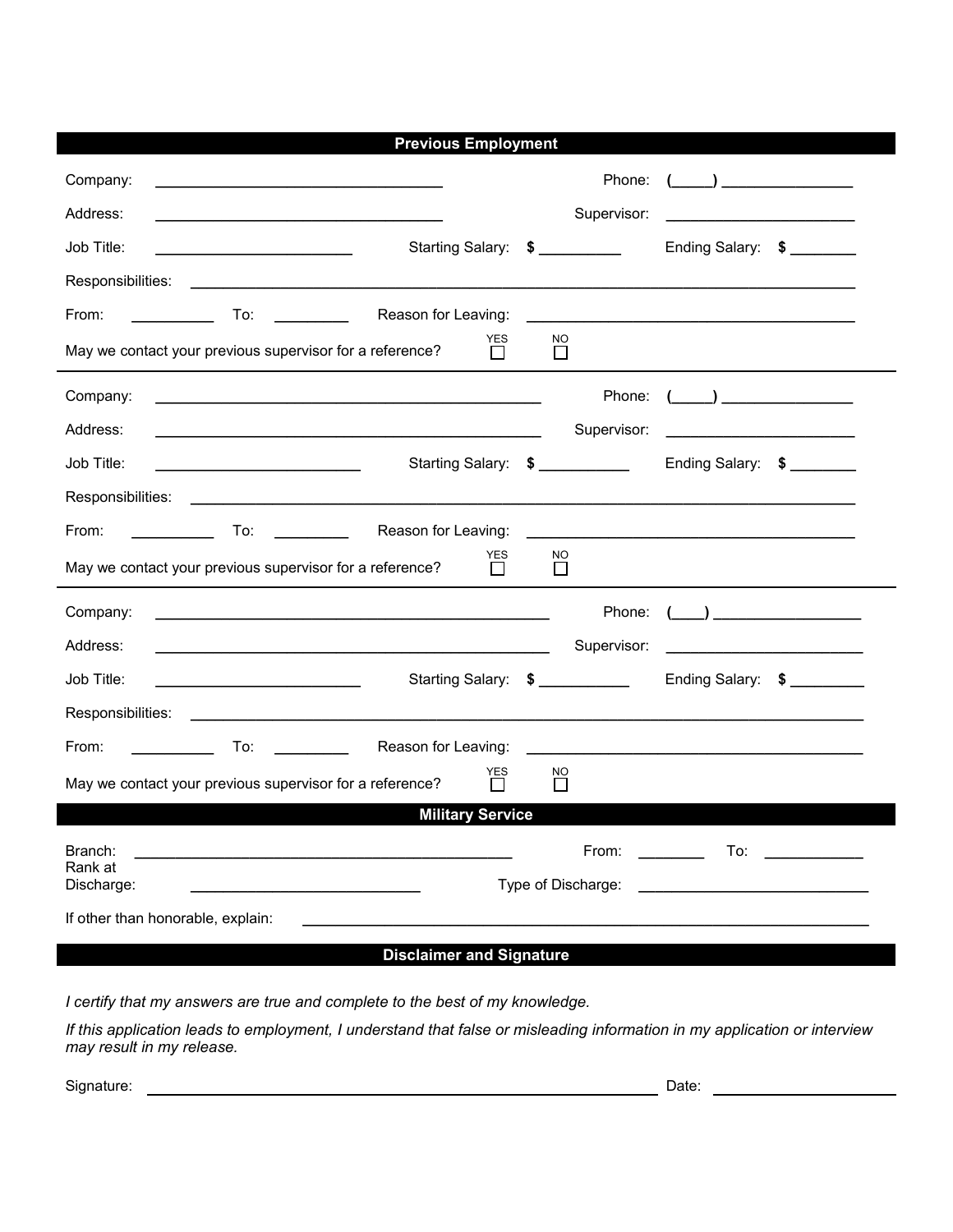## Previous Employment

Company: ______________________________ Phone: (____) ______________

Address: ______________________________ Supervisor: ____________________

Job Title: ____________________ Starting Salary: $ _________ Ending Salary: $ _______

Responsibilities: ____________________________________________________________

From: ________ To: ________ Reason for Leaving: ________________________________

May we contact your previous supervisor for a reference? YES ☐ NO ☐

---

Company: ______________________________ Phone: (____) ______________

Address: ______________________________ Supervisor: ____________________

Job Title: ____________________ Starting Salary: $ _________ Ending Salary: $ _______

Responsibilities: ____________________________________________________________

From: ________ To: ________ Reason for Leaving: ________________________________

May we contact your previous supervisor for a reference? YES ☐ NO ☐

---

Company: ______________________________ Phone: (___) ________________

Address: ______________________________ Supervisor: ____________________

Job Title: ____________________ Starting Salary: $ _________ Ending Salary: $ ________

Responsibilities: ____________________________________________________________

From: ________ To: ________ Reason for Leaving: ________________________________

May we contact your previous supervisor for a reference? YES ☐ NO ☐

## Military Service

Branch: ______________________________ From: _______ To: __________

Rank at Discharge: ______________________ Type of Discharge: ______________________

If other than honorable, explain: ________________________________________________

## Disclaimer and Signature

*I certify that my answers are true and complete to the best of my knowledge.*

*If this application leads to employment, I understand that false or misleading information in my application or interview may result in my release.*

Signature: ______________________________________________ Date: __________________